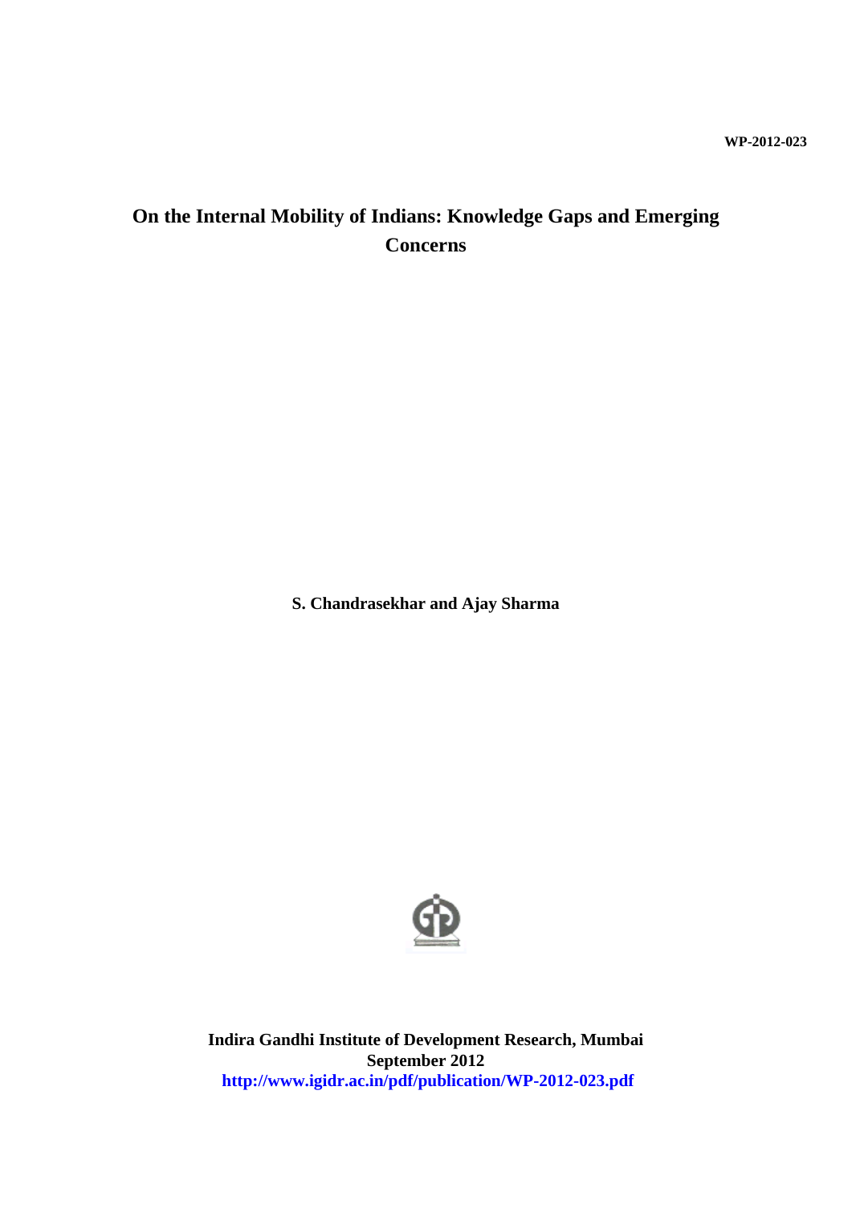WP-2012-023

# On the Internal Mobility of Indians: Knowledge Gaps and Emerging Concerns

**S. Chandrasekhar and Ajay Sharma**

**Indira Gandhi Institute of Development Research, Mumbai**
**September 2012**
**http://www.igidr.ac.in/pdf/publication/WP-2012-023.pdf**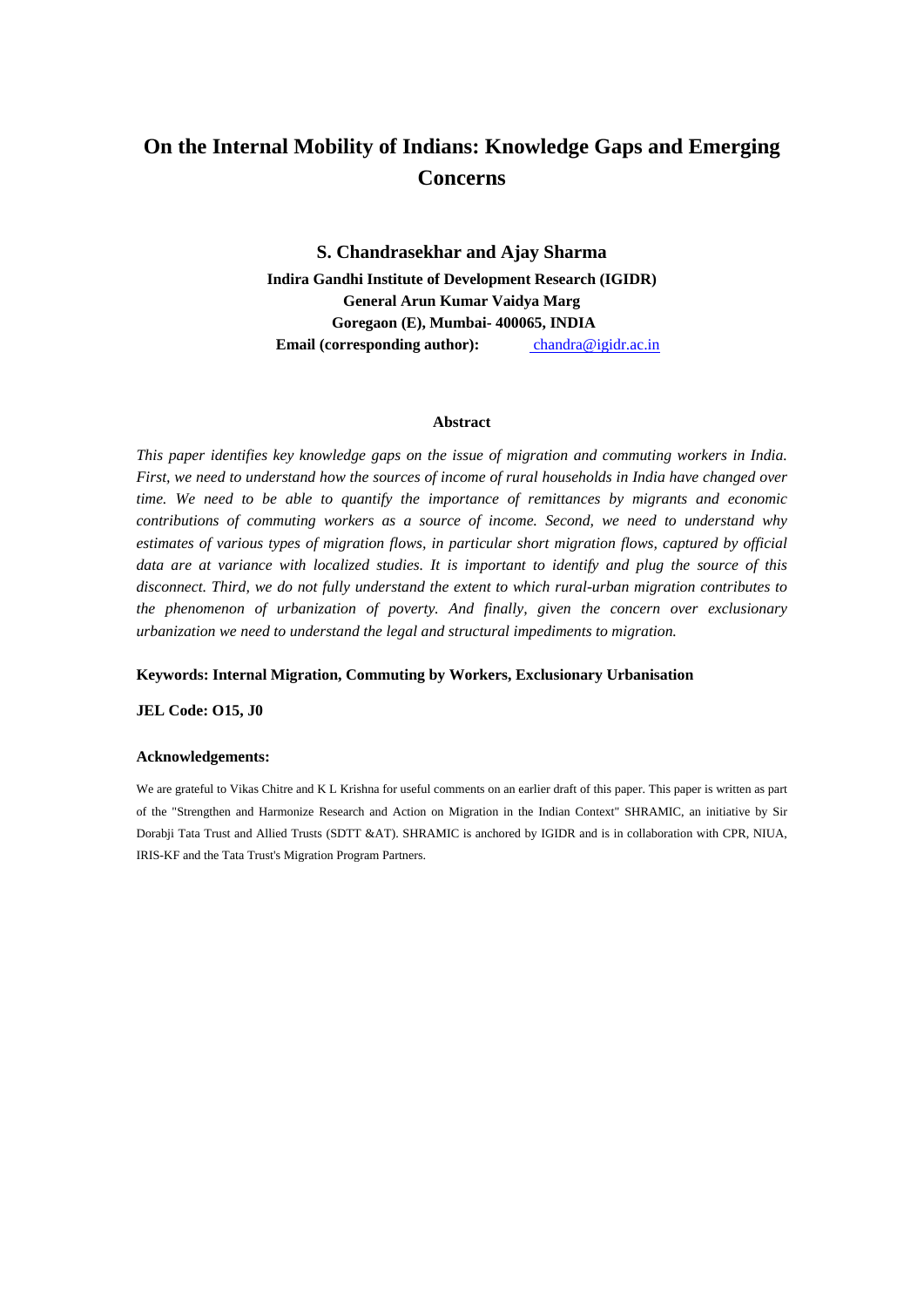# On the Internal Mobility of Indians: Knowledge Gaps and Emerging Concerns

**S. Chandrasekhar and Ajay Sharma**

**Indira Gandhi Institute of Development Research (IGIDR)**
**General Arun Kumar Vaidya Marg**
**Goregaon (E), Mumbai- 400065, INDIA**
**Email (corresponding author):** chandra@igidr.ac.in

## Abstract

*This paper identifies key knowledge gaps on the issue of migration and commuting workers in India. First, we need to understand how the sources of income of rural households in India have changed over time. We need to be able to quantify the importance of remittances by migrants and economic contributions of commuting workers as a source of income. Second, we need to understand why estimates of various types of migration flows, in particular short migration flows, captured by official data are at variance with localized studies. It is important to identify and plug the source of this disconnect. Third, we do not fully understand the extent to which rural-urban migration contributes to the phenomenon of urbanization of poverty. And finally, given the concern over exclusionary urbanization we need to understand the legal and structural impediments to migration.*

**Keywords: Internal Migration, Commuting by Workers, Exclusionary Urbanisation**

**JEL Code: O15, J0**

**Acknowledgements:**

We are grateful to Vikas Chitre and K L Krishna for useful comments on an earlier draft of this paper. This paper is written as part of the "Strengthen and Harmonize Research and Action on Migration in the Indian Context" SHRAMIC, an initiative by Sir Dorabji Tata Trust and Allied Trusts (SDTT &AT). SHRAMIC is anchored by IGIDR and is in collaboration with CPR, NIUA, IRIS-KF and the Tata Trust's Migration Program Partners.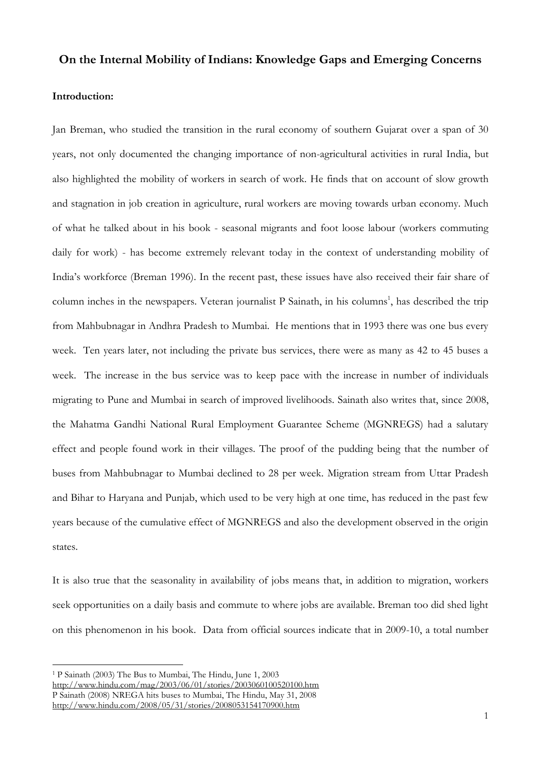## On the Internal Mobility of Indians: Knowledge Gaps and Emerging Concerns

### Introduction:

Jan Breman, who studied the transition in the rural economy of southern Gujarat over a span of 30 years, not only documented the changing importance of non-agricultural activities in rural India, but also highlighted the mobility of workers in search of work. He finds that on account of slow growth and stagnation in job creation in agriculture, rural workers are moving towards urban economy. Much of what he talked about in his book - seasonal migrants and foot loose labour (workers commuting daily for work) - has become extremely relevant today in the context of understanding mobility of India's workforce (Breman 1996). In the recent past, these issues have also received their fair share of column inches in the newspapers. Veteran journalist P Sainath, in his columns[1], has described the trip from Mahbubnagar in Andhra Pradesh to Mumbai. He mentions that in 1993 there was one bus every week. Ten years later, not including the private bus services, there were as many as 42 to 45 buses a week. The increase in the bus service was to keep pace with the increase in number of individuals migrating to Pune and Mumbai in search of improved livelihoods. Sainath also writes that, since 2008, the Mahatma Gandhi National Rural Employment Guarantee Scheme (MGNREGS) had a salutary effect and people found work in their villages. The proof of the pudding being that the number of buses from Mahbubnagar to Mumbai declined to 28 per week. Migration stream from Uttar Pradesh and Bihar to Haryana and Punjab, which used to be very high at one time, has reduced in the past few years because of the cumulative effect of MGNREGS and also the development observed in the origin states.

It is also true that the seasonality in availability of jobs means that, in addition to migration, workers seek opportunities on a daily basis and commute to where jobs are available. Breman too did shed light on this phenomenon in his book. Data from official sources indicate that in 2009-10, a total number

---

[1] P Sainath (2003) The Bus to Mumbai, The Hindu, June 1, 2003
http://www.hindu.com/mag/2003/06/01/stories/2003060100520100.htm
P Sainath (2008) NREGA hits buses to Mumbai, The Hindu, May 31, 2008
http://www.hindu.com/2008/05/31/stories/2008053154170900.htm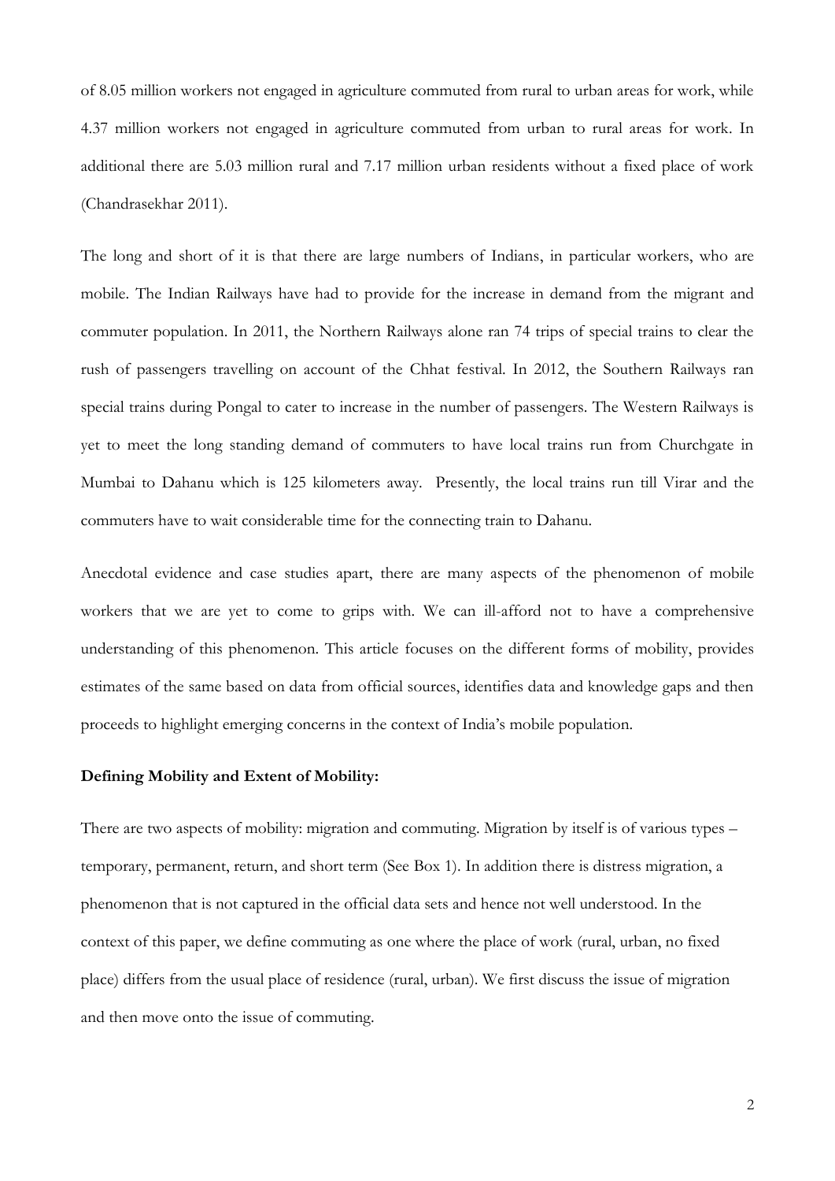of 8.05 million workers not engaged in agriculture commuted from rural to urban areas for work, while 4.37 million workers not engaged in agriculture commuted from urban to rural areas for work. In additional there are 5.03 million rural and 7.17 million urban residents without a fixed place of work (Chandrasekhar 2011).

The long and short of it is that there are large numbers of Indians, in particular workers, who are mobile. The Indian Railways have had to provide for the increase in demand from the migrant and commuter population. In 2011, the Northern Railways alone ran 74 trips of special trains to clear the rush of passengers travelling on account of the Chhat festival. In 2012, the Southern Railways ran special trains during Pongal to cater to increase in the number of passengers. The Western Railways is yet to meet the long standing demand of commuters to have local trains run from Churchgate in Mumbai to Dahanu which is 125 kilometers away. Presently, the local trains run till Virar and the commuters have to wait considerable time for the connecting train to Dahanu.

Anecdotal evidence and case studies apart, there are many aspects of the phenomenon of mobile workers that we are yet to come to grips with. We can ill-afford not to have a comprehensive understanding of this phenomenon. This article focuses on the different forms of mobility, provides estimates of the same based on data from official sources, identifies data and knowledge gaps and then proceeds to highlight emerging concerns in the context of India's mobile population.

**Defining Mobility and Extent of Mobility:**

There are two aspects of mobility: migration and commuting. Migration by itself is of various types – temporary, permanent, return, and short term (See Box 1). In addition there is distress migration, a phenomenon that is not captured in the official data sets and hence not well understood. In the context of this paper, we define commuting as one where the place of work (rural, urban, no fixed place) differs from the usual place of residence (rural, urban). We first discuss the issue of migration and then move onto the issue of commuting.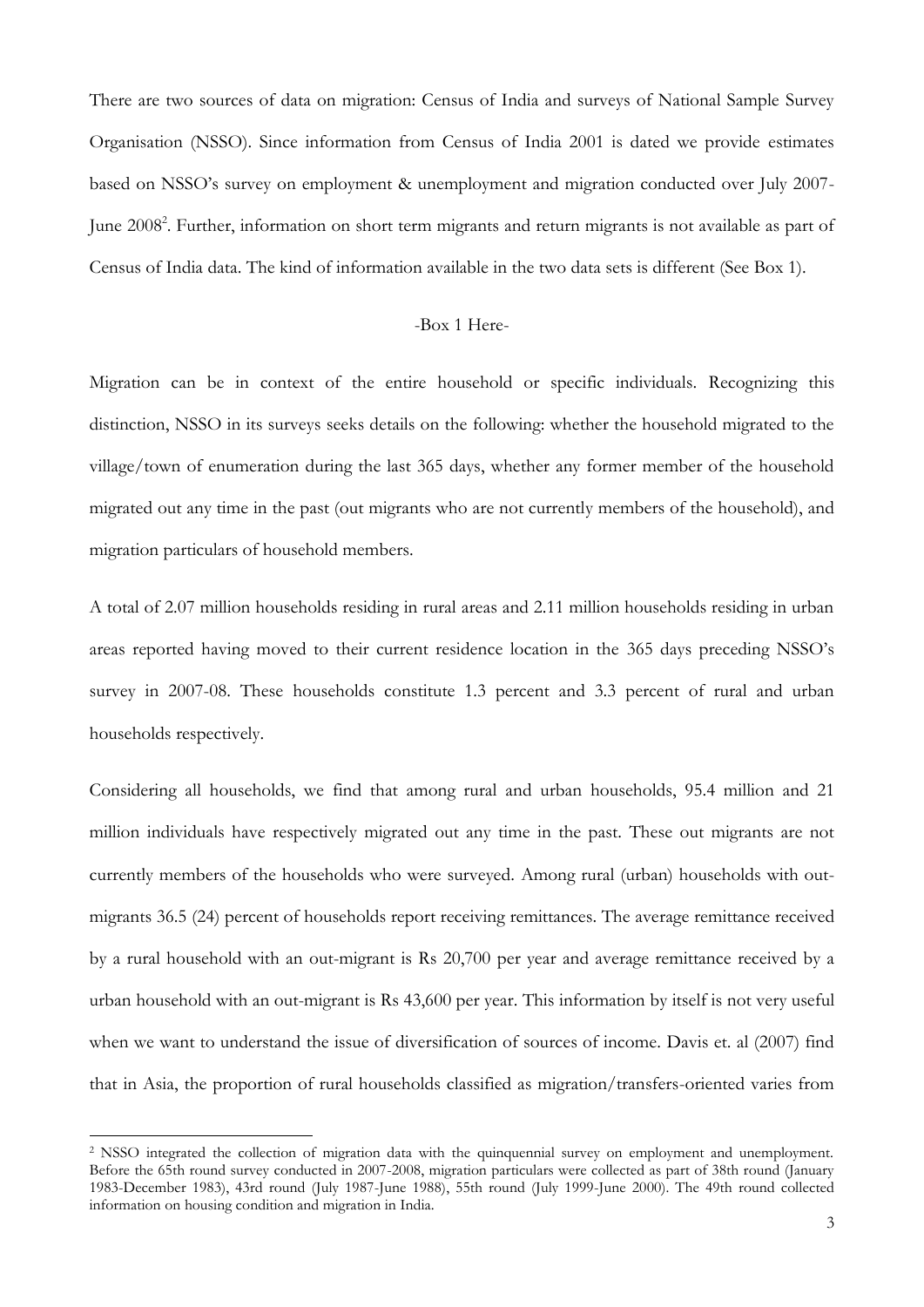There are two sources of data on migration: Census of India and surveys of National Sample Survey Organisation (NSSO). Since information from Census of India 2001 is dated we provide estimates based on NSSO's survey on employment & unemployment and migration conducted over July 2007-June 2008[2]. Further, information on short term migrants and return migrants is not available as part of Census of India data. The kind of information available in the two data sets is different (See Box 1).

-Box 1 Here-

Migration can be in context of the entire household or specific individuals. Recognizing this distinction, NSSO in its surveys seeks details on the following: whether the household migrated to the village/town of enumeration during the last 365 days, whether any former member of the household migrated out any time in the past (out migrants who are not currently members of the household), and migration particulars of household members.

A total of 2.07 million households residing in rural areas and 2.11 million households residing in urban areas reported having moved to their current residence location in the 365 days preceding NSSO's survey in 2007-08. These households constitute 1.3 percent and 3.3 percent of rural and urban households respectively.

Considering all households, we find that among rural and urban households, 95.4 million and 21 million individuals have respectively migrated out any time in the past. These out migrants are not currently members of the households who were surveyed. Among rural (urban) households with out-migrants 36.5 (24) percent of households report receiving remittances. The average remittance received by a rural household with an out-migrant is Rs 20,700 per year and average remittance received by a urban household with an out-migrant is Rs 43,600 per year. This information by itself is not very useful when we want to understand the issue of diversification of sources of income. Davis et. al (2007) find that in Asia, the proportion of rural households classified as migration/transfers-oriented varies from

[2] NSSO integrated the collection of migration data with the quinquennial survey on employment and unemployment. Before the 65th round survey conducted in 2007-2008, migration particulars were collected as part of 38th round (January 1983-December 1983), 43rd round (July 1987-June 1988), 55th round (July 1999-June 2000). The 49th round collected information on housing condition and migration in India.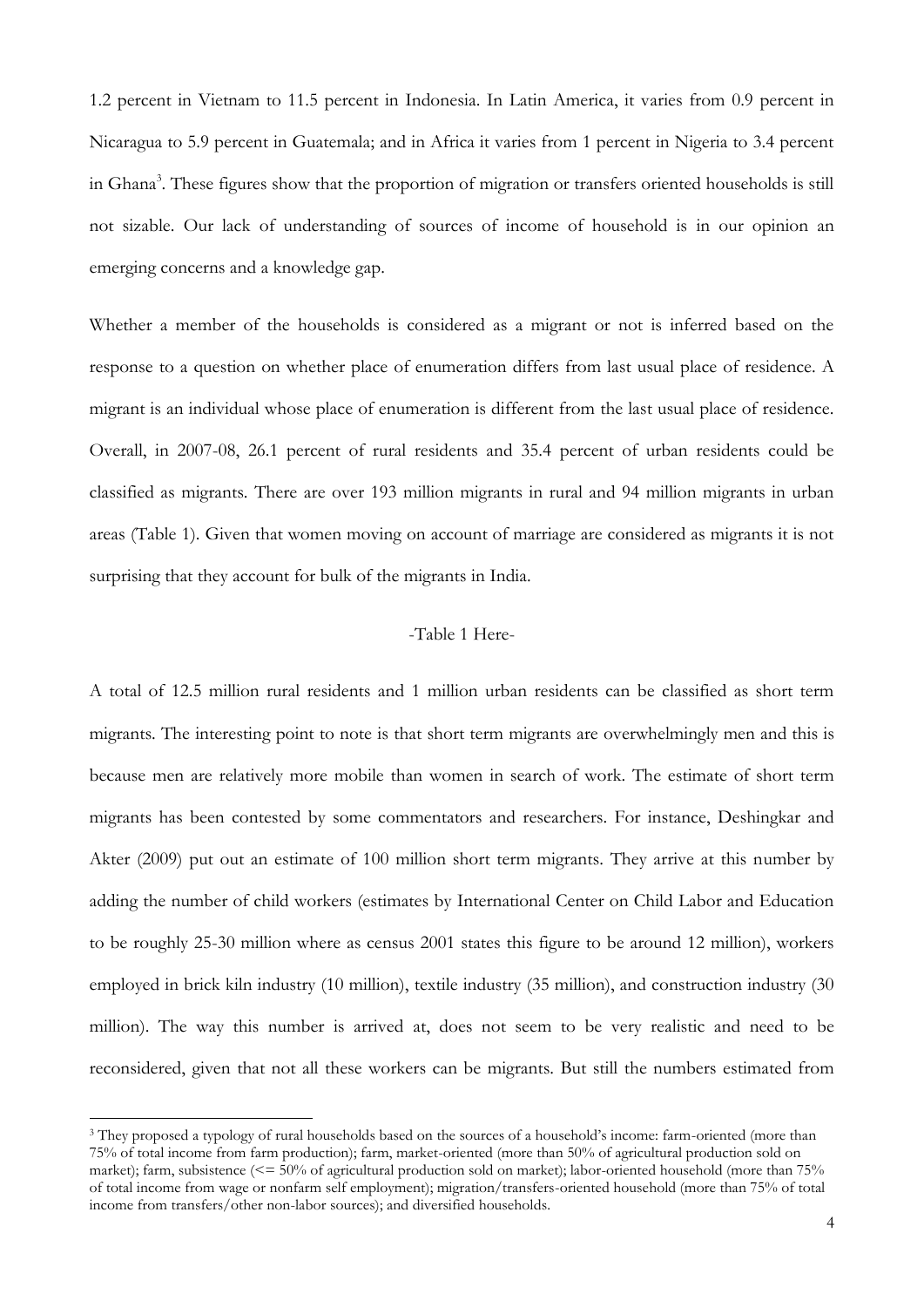1.2 percent in Vietnam to 11.5 percent in Indonesia. In Latin America, it varies from 0.9 percent in Nicaragua to 5.9 percent in Guatemala; and in Africa it varies from 1 percent in Nigeria to 3.4 percent in Ghana[3]. These figures show that the proportion of migration or transfers oriented households is still not sizable. Our lack of understanding of sources of income of household is in our opinion an emerging concerns and a knowledge gap.

Whether a member of the households is considered as a migrant or not is inferred based on the response to a question on whether place of enumeration differs from last usual place of residence. A migrant is an individual whose place of enumeration is different from the last usual place of residence. Overall, in 2007-08, 26.1 percent of rural residents and 35.4 percent of urban residents could be classified as migrants. There are over 193 million migrants in rural and 94 million migrants in urban areas (Table 1). Given that women moving on account of marriage are considered as migrants it is not surprising that they account for bulk of the migrants in India.

-Table 1 Here-

A total of 12.5 million rural residents and 1 million urban residents can be classified as short term migrants. The interesting point to note is that short term migrants are overwhelmingly men and this is because men are relatively more mobile than women in search of work. The estimate of short term migrants has been contested by some commentators and researchers. For instance, Deshingkar and Akter (2009) put out an estimate of 100 million short term migrants. They arrive at this number by adding the number of child workers (estimates by International Center on Child Labor and Education to be roughly 25-30 million where as census 2001 states this figure to be around 12 million), workers employed in brick kiln industry (10 million), textile industry (35 million), and construction industry (30 million). The way this number is arrived at, does not seem to be very realistic and need to be reconsidered, given that not all these workers can be migrants. But still the numbers estimated from

[3] They proposed a typology of rural households based on the sources of a household's income: farm-oriented (more than 75% of total income from farm production); farm, market-oriented (more than 50% of agricultural production sold on market); farm, subsistence (<= 50% of agricultural production sold on market); labor-oriented household (more than 75% of total income from wage or nonfarm self employment); migration/transfers-oriented household (more than 75% of total income from transfers/other non-labor sources); and diversified households.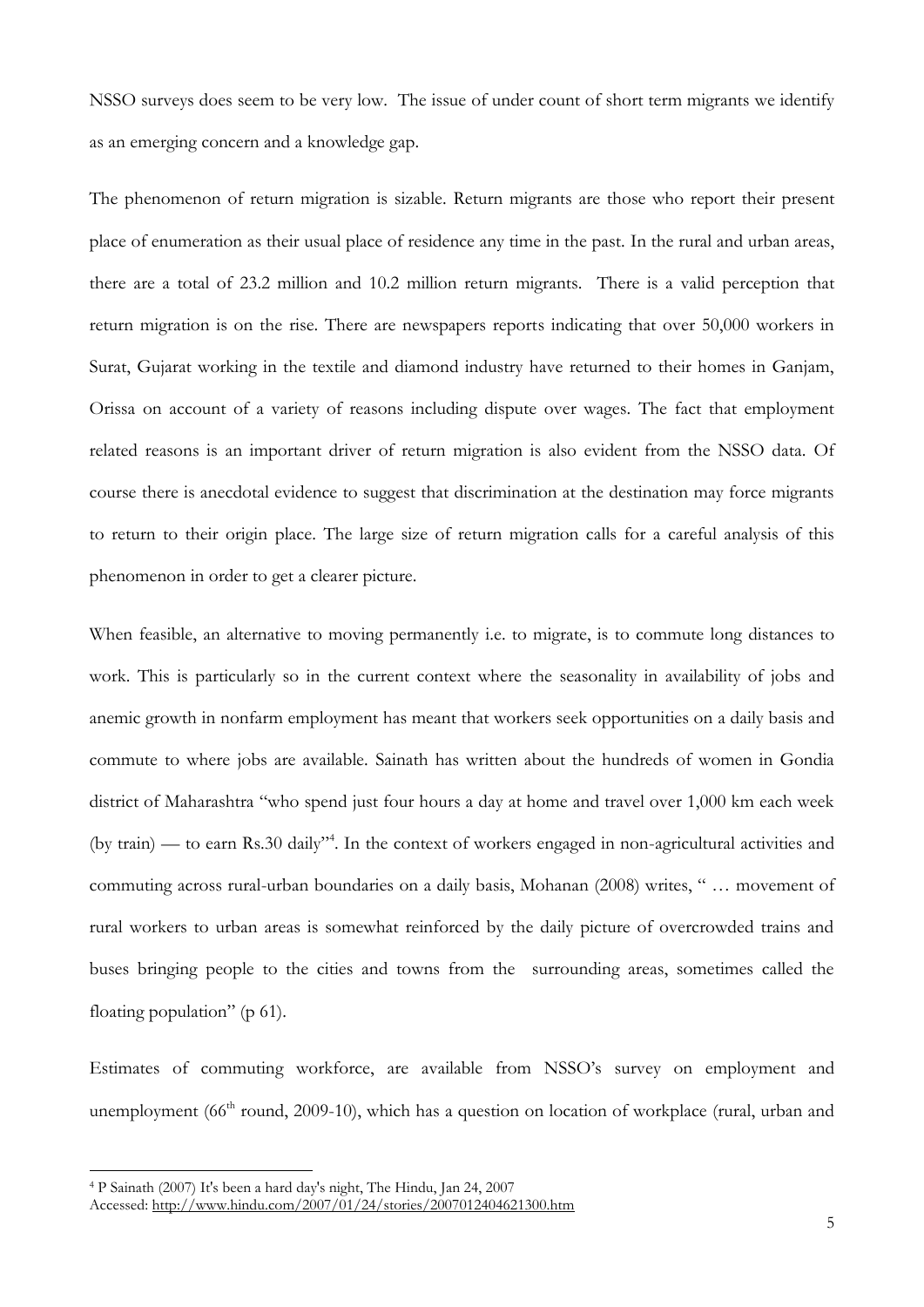NSSO surveys does seem to be very low. The issue of under count of short term migrants we identify as an emerging concern and a knowledge gap.

The phenomenon of return migration is sizable. Return migrants are those who report their present place of enumeration as their usual place of residence any time in the past. In the rural and urban areas, there are a total of 23.2 million and 10.2 million return migrants. There is a valid perception that return migration is on the rise. There are newspapers reports indicating that over 50,000 workers in Surat, Gujarat working in the textile and diamond industry have returned to their homes in Ganjam, Orissa on account of a variety of reasons including dispute over wages. The fact that employment related reasons is an important driver of return migration is also evident from the NSSO data. Of course there is anecdotal evidence to suggest that discrimination at the destination may force migrants to return to their origin place. The large size of return migration calls for a careful analysis of this phenomenon in order to get a clearer picture.

When feasible, an alternative to moving permanently i.e. to migrate, is to commute long distances to work. This is particularly so in the current context where the seasonality in availability of jobs and anemic growth in nonfarm employment has meant that workers seek opportunities on a daily basis and commute to where jobs are available. Sainath has written about the hundreds of women in Gondia district of Maharashtra "who spend just four hours a day at home and travel over 1,000 km each week (by train) — to earn Rs.30 daily"[4]. In the context of workers engaged in non-agricultural activities and commuting across rural-urban boundaries on a daily basis, Mohanan (2008) writes, " … movement of rural workers to urban areas is somewhat reinforced by the daily picture of overcrowded trains and buses bringing people to the cities and towns from the surrounding areas, sometimes called the floating population" (p 61).

Estimates of commuting workforce, are available from NSSO's survey on employment and unemployment (66th round, 2009-10), which has a question on location of workplace (rural, urban and

---

[4] P Sainath (2007) It's been a hard day's night, The Hindu, Jan 24, 2007
Accessed: http://www.hindu.com/2007/01/24/stories/2007012404621300.htm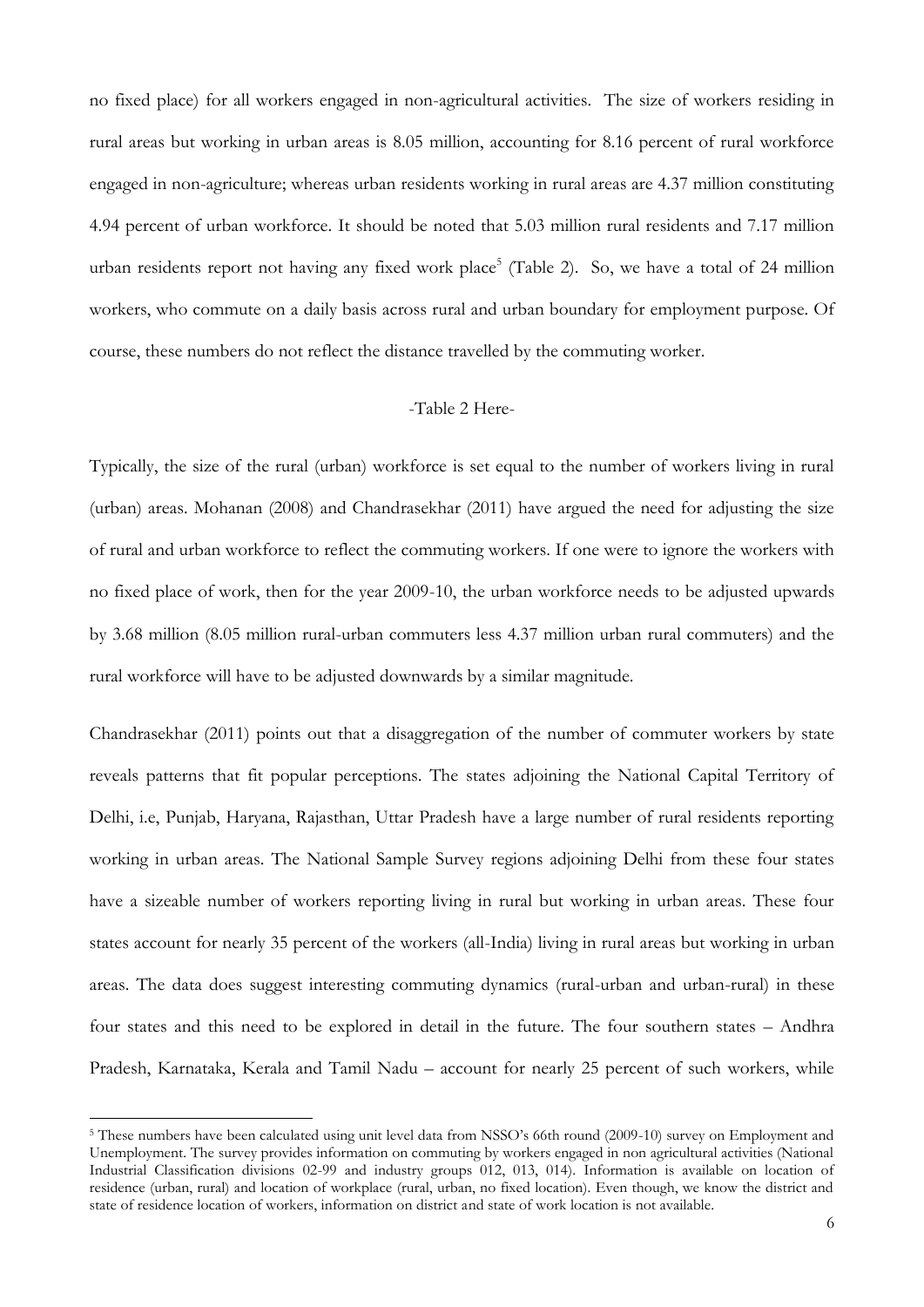no fixed place) for all workers engaged in non-agricultural activities. The size of workers residing in rural areas but working in urban areas is 8.05 million, accounting for 8.16 percent of rural workforce engaged in non-agriculture; whereas urban residents working in rural areas are 4.37 million constituting 4.94 percent of urban workforce. It should be noted that 5.03 million rural residents and 7.17 million urban residents report not having any fixed work place[5] (Table 2). So, we have a total of 24 million workers, who commute on a daily basis across rural and urban boundary for employment purpose. Of course, these numbers do not reflect the distance travelled by the commuting worker.

-Table 2 Here-

Typically, the size of the rural (urban) workforce is set equal to the number of workers living in rural (urban) areas. Mohanan (2008) and Chandrasekhar (2011) have argued the need for adjusting the size of rural and urban workforce to reflect the commuting workers. If one were to ignore the workers with no fixed place of work, then for the year 2009-10, the urban workforce needs to be adjusted upwards by 3.68 million (8.05 million rural-urban commuters less 4.37 million urban rural commuters) and the rural workforce will have to be adjusted downwards by a similar magnitude.

Chandrasekhar (2011) points out that a disaggregation of the number of commuter workers by state reveals patterns that fit popular perceptions. The states adjoining the National Capital Territory of Delhi, i.e, Punjab, Haryana, Rajasthan, Uttar Pradesh have a large number of rural residents reporting working in urban areas. The National Sample Survey regions adjoining Delhi from these four states have a sizeable number of workers reporting living in rural but working in urban areas. These four states account for nearly 35 percent of the workers (all-India) living in rural areas but working in urban areas. The data does suggest interesting commuting dynamics (rural-urban and urban-rural) in these four states and this need to be explored in detail in the future. The four southern states – Andhra Pradesh, Karnataka, Kerala and Tamil Nadu – account for nearly 25 percent of such workers, while

[5] These numbers have been calculated using unit level data from NSSO's 66th round (2009-10) survey on Employment and Unemployment. The survey provides information on commuting by workers engaged in non agricultural activities (National Industrial Classification divisions 02-99 and industry groups 012, 013, 014). Information is available on location of residence (urban, rural) and location of workplace (rural, urban, no fixed location). Even though, we know the district and state of residence location of workers, information on district and state of work location is not available.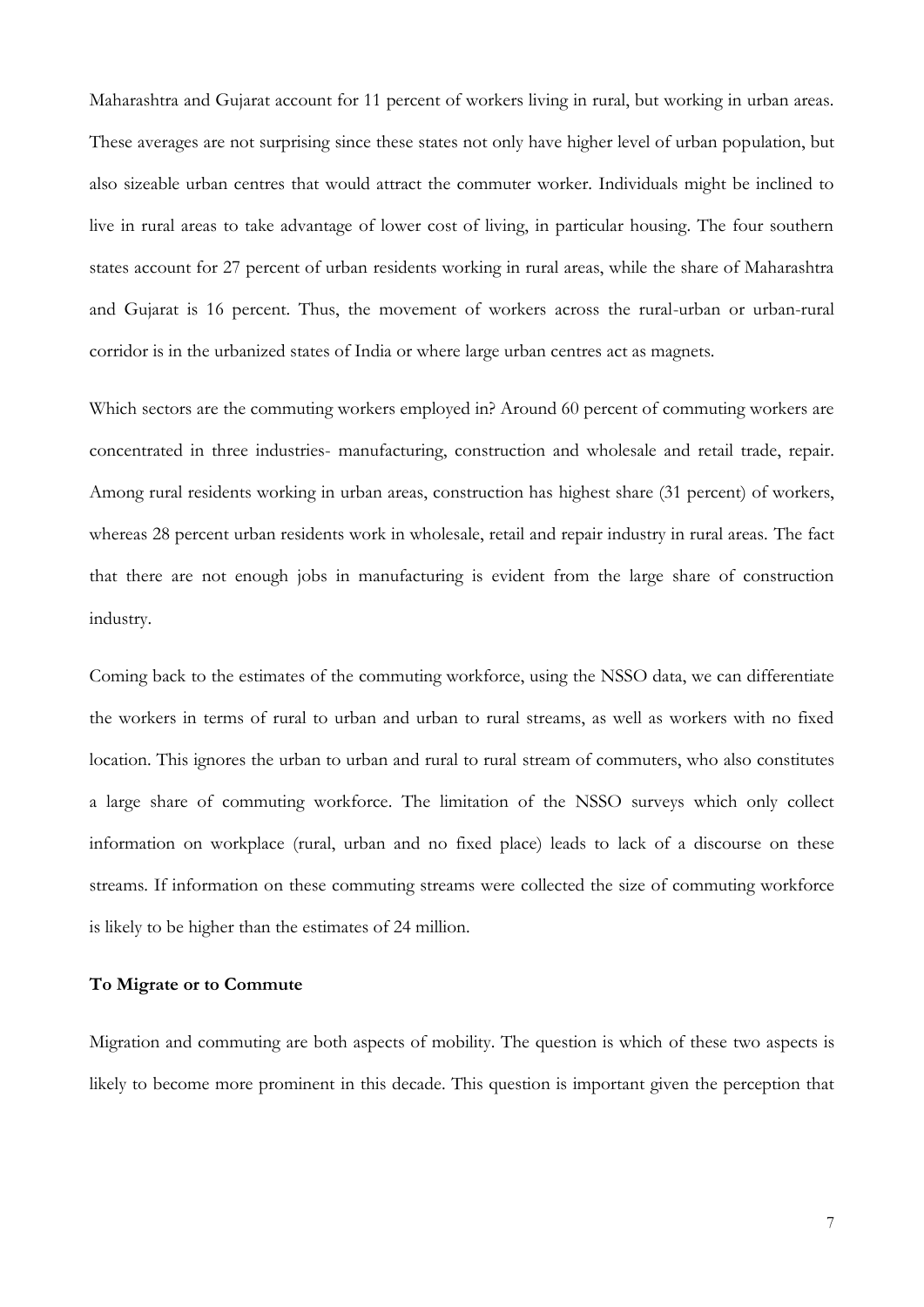Maharashtra and Gujarat account for 11 percent of workers living in rural, but working in urban areas. These averages are not surprising since these states not only have higher level of urban population, but also sizeable urban centres that would attract the commuter worker. Individuals might be inclined to live in rural areas to take advantage of lower cost of living, in particular housing. The four southern states account for 27 percent of urban residents working in rural areas, while the share of Maharashtra and Gujarat is 16 percent. Thus, the movement of workers across the rural-urban or urban-rural corridor is in the urbanized states of India or where large urban centres act as magnets.

Which sectors are the commuting workers employed in? Around 60 percent of commuting workers are concentrated in three industries- manufacturing, construction and wholesale and retail trade, repair. Among rural residents working in urban areas, construction has highest share (31 percent) of workers, whereas 28 percent urban residents work in wholesale, retail and repair industry in rural areas. The fact that there are not enough jobs in manufacturing is evident from the large share of construction industry.

Coming back to the estimates of the commuting workforce, using the NSSO data, we can differentiate the workers in terms of rural to urban and urban to rural streams, as well as workers with no fixed location. This ignores the urban to urban and rural to rural stream of commuters, who also constitutes a large share of commuting workforce. The limitation of the NSSO surveys which only collect information on workplace (rural, urban and no fixed place) leads to lack of a discourse on these streams. If information on these commuting streams were collected the size of commuting workforce is likely to be higher than the estimates of 24 million.

**To Migrate or to Commute**

Migration and commuting are both aspects of mobility. The question is which of these two aspects is likely to become more prominent in this decade. This question is important given the perception that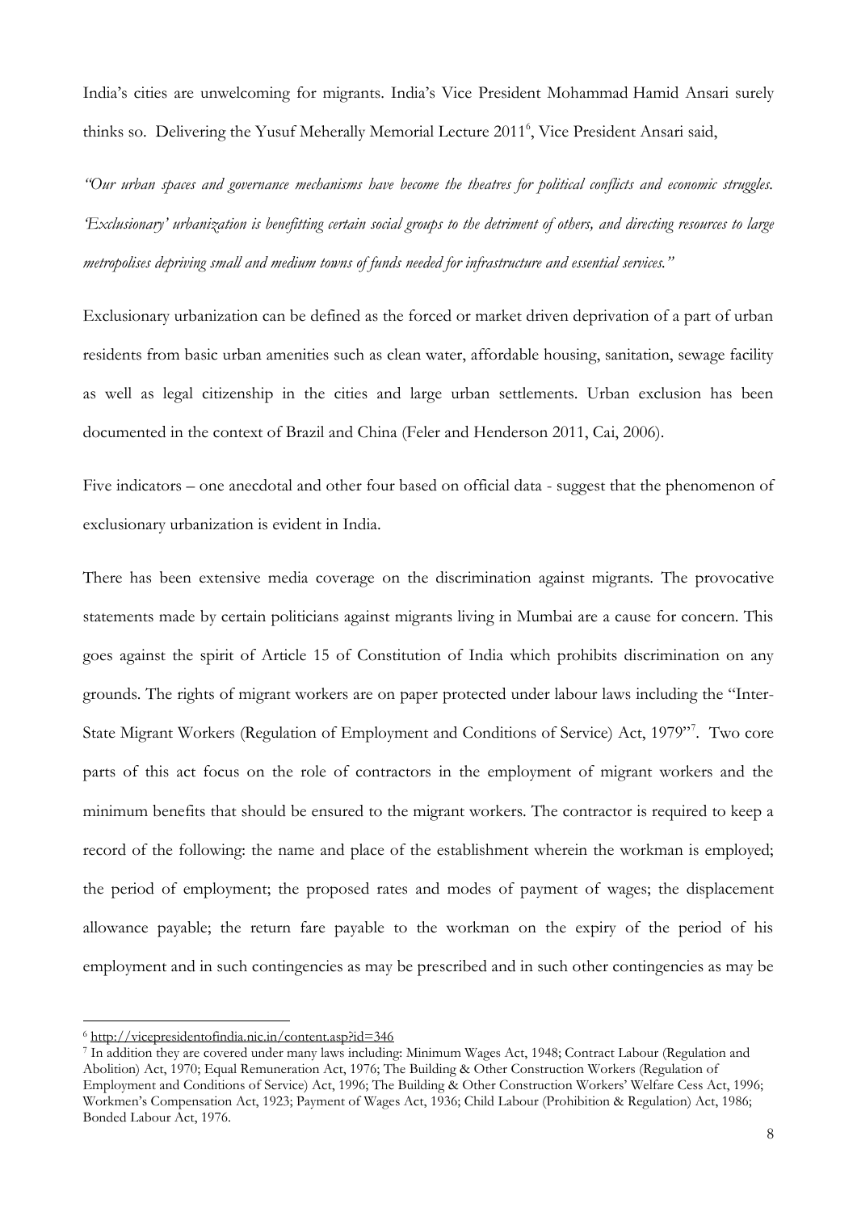India's cities are unwelcoming for migrants. India's Vice President Mohammad Hamid Ansari surely thinks so. Delivering the Yusuf Meherally Memorial Lecture 2011[6], Vice President Ansari said,

*"Our urban spaces and governance mechanisms have become the theatres for political conflicts and economic struggles. 'Exclusionary' urbanization is benefitting certain social groups to the detriment of others, and directing resources to large metropolises depriving small and medium towns of funds needed for infrastructure and essential services."*

Exclusionary urbanization can be defined as the forced or market driven deprivation of a part of urban residents from basic urban amenities such as clean water, affordable housing, sanitation, sewage facility as well as legal citizenship in the cities and large urban settlements. Urban exclusion has been documented in the context of Brazil and China (Feler and Henderson 2011, Cai, 2006).

Five indicators – one anecdotal and other four based on official data - suggest that the phenomenon of exclusionary urbanization is evident in India.

There has been extensive media coverage on the discrimination against migrants. The provocative statements made by certain politicians against migrants living in Mumbai are a cause for concern. This goes against the spirit of Article 15 of Constitution of India which prohibits discrimination on any grounds. The rights of migrant workers are on paper protected under labour laws including the "Inter-State Migrant Workers (Regulation of Employment and Conditions of Service) Act, 1979"[7]. Two core parts of this act focus on the role of contractors in the employment of migrant workers and the minimum benefits that should be ensured to the migrant workers. The contractor is required to keep a record of the following: the name and place of the establishment wherein the workman is employed; the period of employment; the proposed rates and modes of payment of wages; the displacement allowance payable; the return fare payable to the workman on the expiry of the period of his employment and in such contingencies as may be prescribed and in such other contingencies as may be

---

[6] http://vicepresidentofindia.nic.in/content.asp?id=346

[7] In addition they are covered under many laws including: Minimum Wages Act, 1948; Contract Labour (Regulation and Abolition) Act, 1970; Equal Remuneration Act, 1976; The Building & Other Construction Workers (Regulation of Employment and Conditions of Service) Act, 1996; The Building & Other Construction Workers' Welfare Cess Act, 1996; Workmen's Compensation Act, 1923; Payment of Wages Act, 1936; Child Labour (Prohibition & Regulation) Act, 1986; Bonded Labour Act, 1976.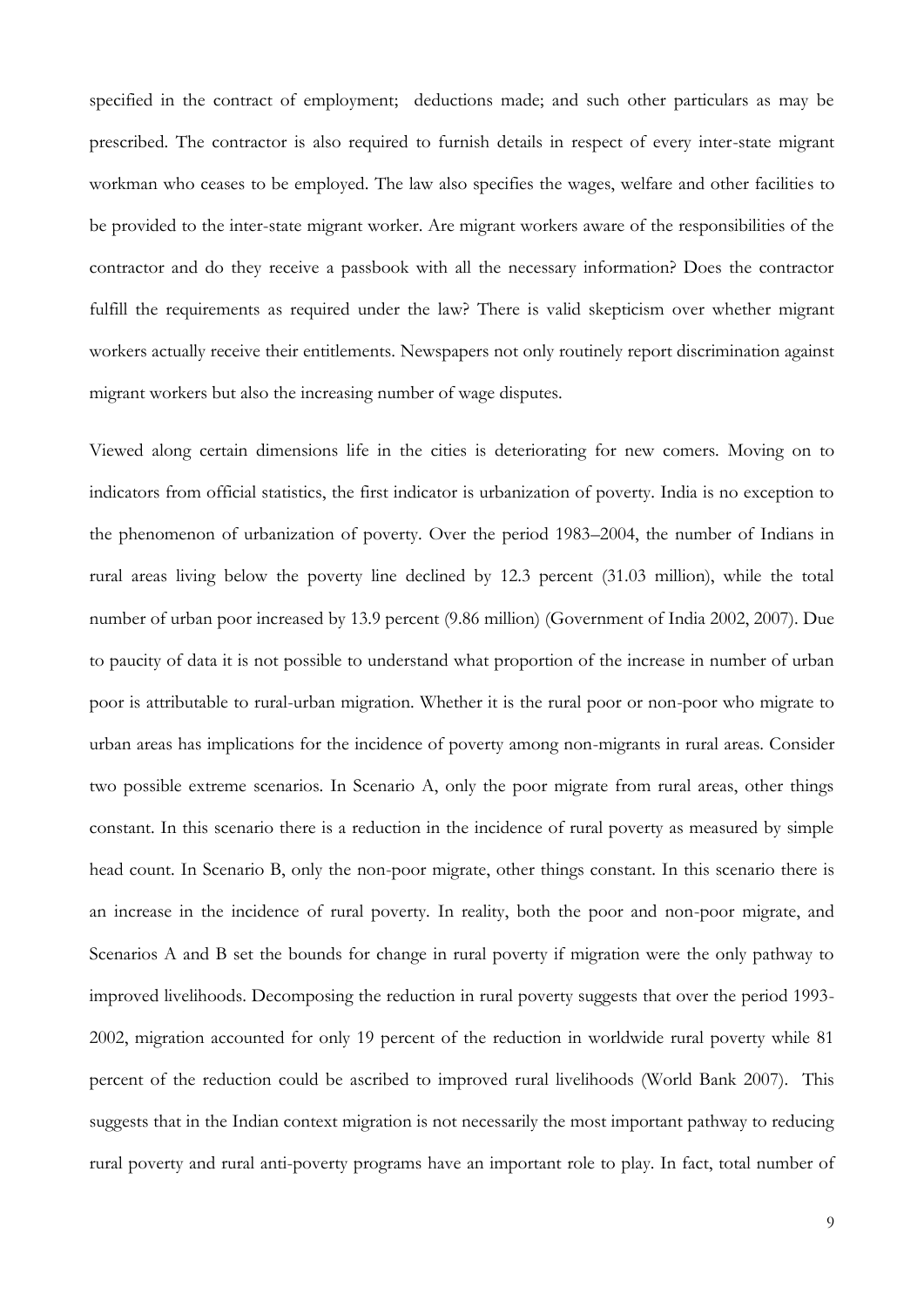specified in the contract of employment; deductions made; and such other particulars as may be prescribed. The contractor is also required to furnish details in respect of every inter-state migrant workman who ceases to be employed. The law also specifies the wages, welfare and other facilities to be provided to the inter-state migrant worker. Are migrant workers aware of the responsibilities of the contractor and do they receive a passbook with all the necessary information? Does the contractor fulfill the requirements as required under the law? There is valid skepticism over whether migrant workers actually receive their entitlements. Newspapers not only routinely report discrimination against migrant workers but also the increasing number of wage disputes.

Viewed along certain dimensions life in the cities is deteriorating for new comers. Moving on to indicators from official statistics, the first indicator is urbanization of poverty. India is no exception to the phenomenon of urbanization of poverty. Over the period 1983–2004, the number of Indians in rural areas living below the poverty line declined by 12.3 percent (31.03 million), while the total number of urban poor increased by 13.9 percent (9.86 million) (Government of India 2002, 2007). Due to paucity of data it is not possible to understand what proportion of the increase in number of urban poor is attributable to rural-urban migration. Whether it is the rural poor or non-poor who migrate to urban areas has implications for the incidence of poverty among non-migrants in rural areas. Consider two possible extreme scenarios. In Scenario A, only the poor migrate from rural areas, other things constant. In this scenario there is a reduction in the incidence of rural poverty as measured by simple head count. In Scenario B, only the non-poor migrate, other things constant. In this scenario there is an increase in the incidence of rural poverty. In reality, both the poor and non-poor migrate, and Scenarios A and B set the bounds for change in rural poverty if migration were the only pathway to improved livelihoods. Decomposing the reduction in rural poverty suggests that over the period 1993-2002, migration accounted for only 19 percent of the reduction in worldwide rural poverty while 81 percent of the reduction could be ascribed to improved rural livelihoods (World Bank 2007). This suggests that in the Indian context migration is not necessarily the most important pathway to reducing rural poverty and rural anti-poverty programs have an important role to play. In fact, total number of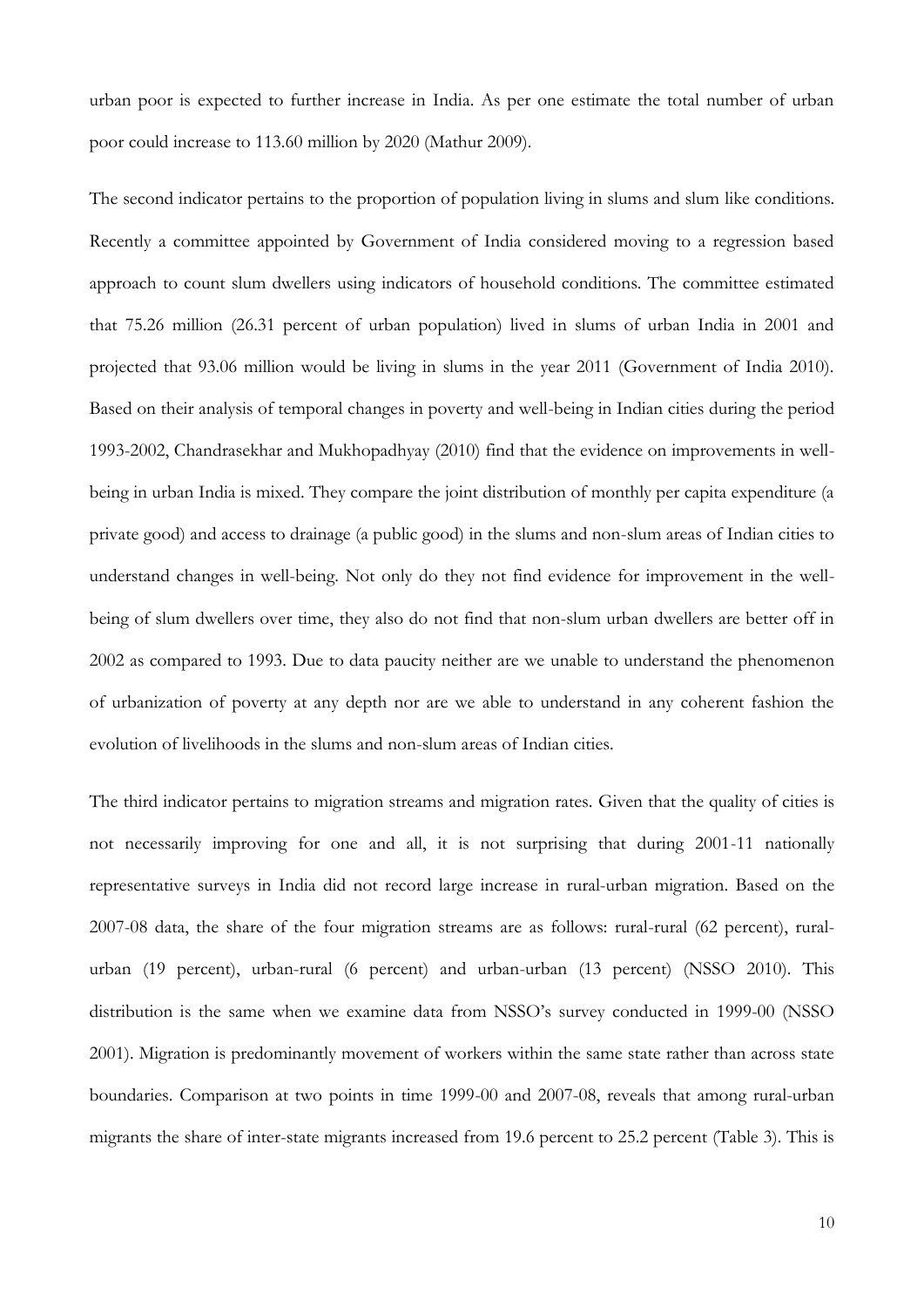urban poor is expected to further increase in India. As per one estimate the total number of urban poor could increase to 113.60 million by 2020 (Mathur 2009).

The second indicator pertains to the proportion of population living in slums and slum like conditions. Recently a committee appointed by Government of India considered moving to a regression based approach to count slum dwellers using indicators of household conditions. The committee estimated that 75.26 million (26.31 percent of urban population) lived in slums of urban India in 2001 and projected that 93.06 million would be living in slums in the year 2011 (Government of India 2010). Based on their analysis of temporal changes in poverty and well-being in Indian cities during the period 1993-2002, Chandrasekhar and Mukhopadhyay (2010) find that the evidence on improvements in well-being in urban India is mixed. They compare the joint distribution of monthly per capita expenditure (a private good) and access to drainage (a public good) in the slums and non-slum areas of Indian cities to understand changes in well-being. Not only do they not find evidence for improvement in the well-being of slum dwellers over time, they also do not find that non-slum urban dwellers are better off in 2002 as compared to 1993. Due to data paucity neither are we unable to understand the phenomenon of urbanization of poverty at any depth nor are we able to understand in any coherent fashion the evolution of livelihoods in the slums and non-slum areas of Indian cities.

The third indicator pertains to migration streams and migration rates. Given that the quality of cities is not necessarily improving for one and all, it is not surprising that during 2001-11 nationally representative surveys in India did not record large increase in rural-urban migration. Based on the 2007-08 data, the share of the four migration streams are as follows: rural-rural (62 percent), rural-urban (19 percent), urban-rural (6 percent) and urban-urban (13 percent) (NSSO 2010). This distribution is the same when we examine data from NSSO's survey conducted in 1999-00 (NSSO 2001). Migration is predominantly movement of workers within the same state rather than across state boundaries. Comparison at two points in time 1999-00 and 2007-08, reveals that among rural-urban migrants the share of inter-state migrants increased from 19.6 percent to 25.2 percent (Table 3). This is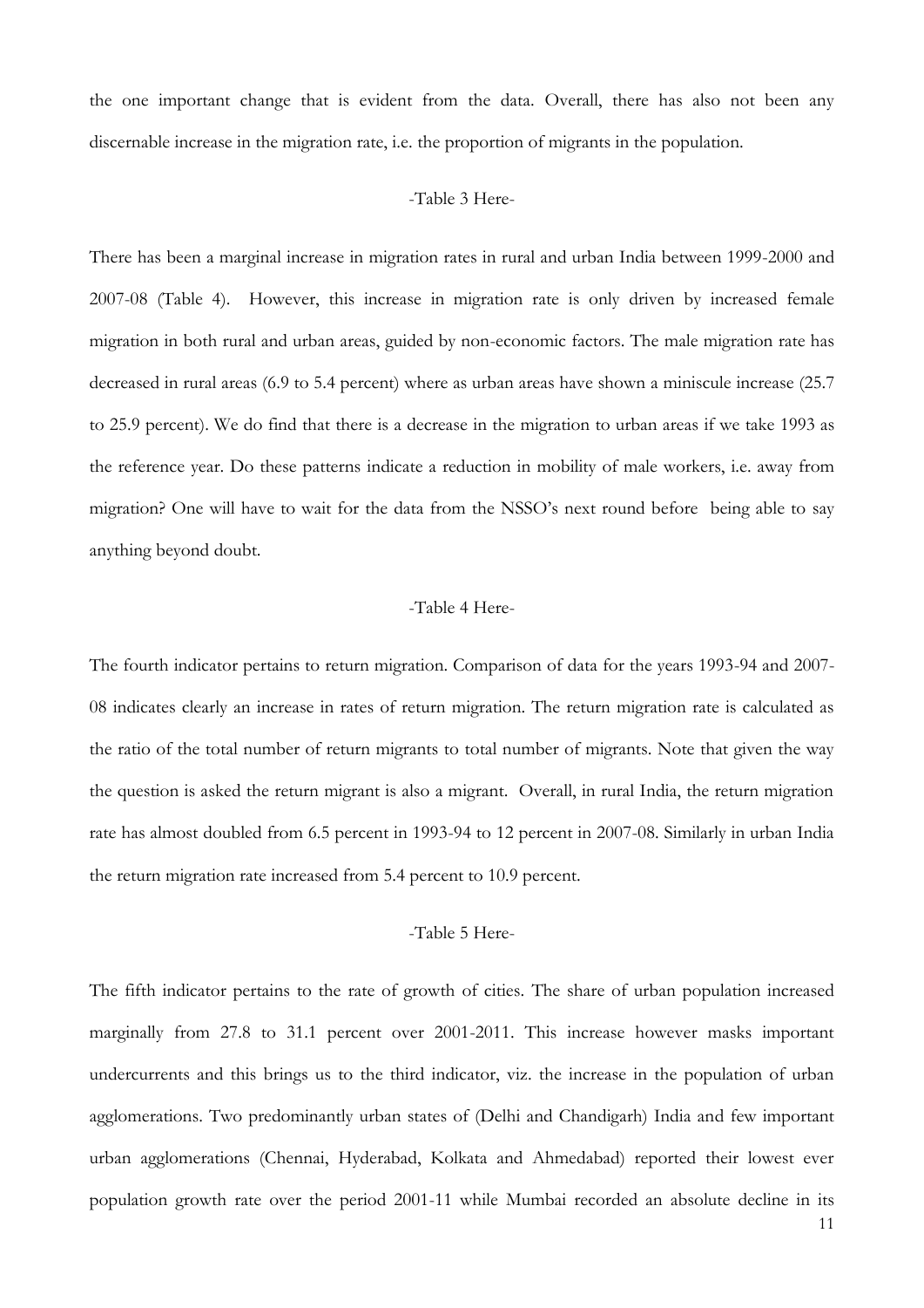the one important change that is evident from the data. Overall, there has also not been any discernable increase in the migration rate, i.e. the proportion of migrants in the population.

-Table 3 Here-

There has been a marginal increase in migration rates in rural and urban India between 1999-2000 and 2007-08 (Table 4). However, this increase in migration rate is only driven by increased female migration in both rural and urban areas, guided by non-economic factors. The male migration rate has decreased in rural areas (6.9 to 5.4 percent) where as urban areas have shown a miniscule increase (25.7 to 25.9 percent). We do find that there is a decrease in the migration to urban areas if we take 1993 as the reference year. Do these patterns indicate a reduction in mobility of male workers, i.e. away from migration? One will have to wait for the data from the NSSO's next round before being able to say anything beyond doubt.

-Table 4 Here-

The fourth indicator pertains to return migration. Comparison of data for the years 1993-94 and 2007-08 indicates clearly an increase in rates of return migration. The return migration rate is calculated as the ratio of the total number of return migrants to total number of migrants. Note that given the way the question is asked the return migrant is also a migrant. Overall, in rural India, the return migration rate has almost doubled from 6.5 percent in 1993-94 to 12 percent in 2007-08. Similarly in urban India the return migration rate increased from 5.4 percent to 10.9 percent.

-Table 5 Here-

The fifth indicator pertains to the rate of growth of cities. The share of urban population increased marginally from 27.8 to 31.1 percent over 2001-2011. This increase however masks important undercurrents and this brings us to the third indicator, viz. the increase in the population of urban agglomerations. Two predominantly urban states of (Delhi and Chandigarh) India and few important urban agglomerations (Chennai, Hyderabad, Kolkata and Ahmedabad) reported their lowest ever population growth rate over the period 2001-11 while Mumbai recorded an absolute decline in its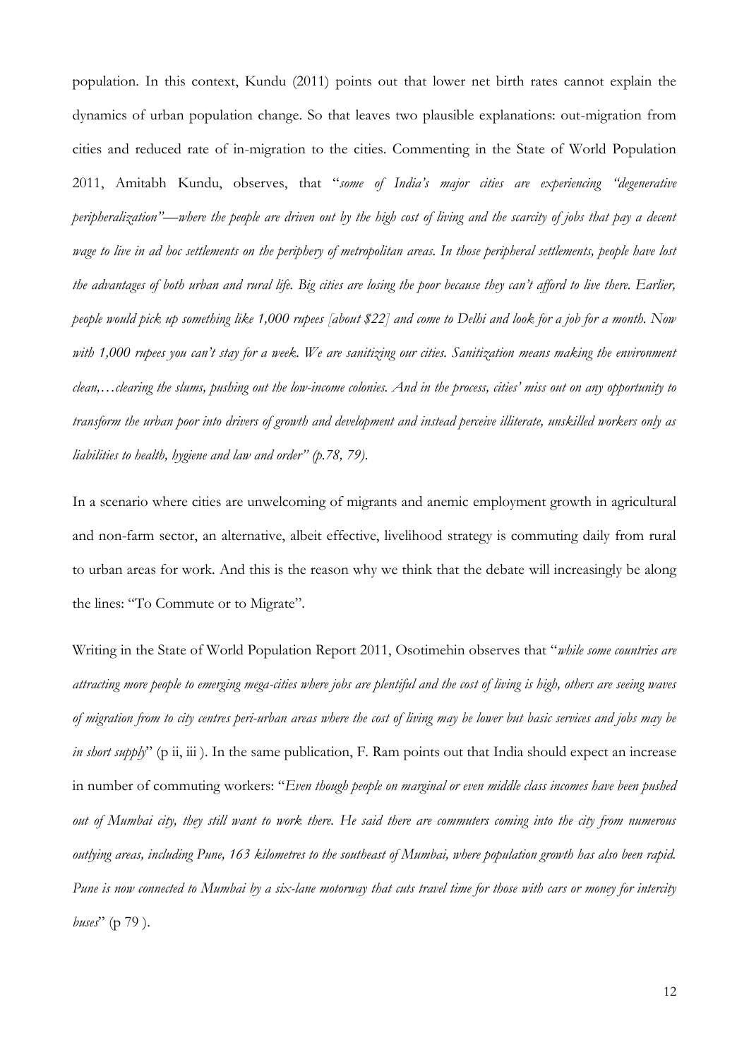population. In this context, Kundu (2011) points out that lower net birth rates cannot explain the dynamics of urban population change. So that leaves two plausible explanations: out-migration from cities and reduced rate of in-migration to the cities. Commenting in the State of World Population 2011, Amitabh Kundu, observes, that "*some of India's major cities are experiencing "degenerative peripheralization"—where the people are driven out by the high cost of living and the scarcity of jobs that pay a decent wage to live in ad hoc settlements on the periphery of metropolitan areas. In those peripheral settlements, people have lost the advantages of both urban and rural life. Big cities are losing the poor because they can't afford to live there. Earlier, people would pick up something like 1,000 rupees [about $22] and come to Delhi and look for a job for a month. Now with 1,000 rupees you can't stay for a week. We are sanitizing our cities. Sanitization means making the environment clean,…clearing the slums, pushing out the low-income colonies. And in the process, cities' miss out on any opportunity to transform the urban poor into drivers of growth and development and instead perceive illiterate, unskilled workers only as liabilities to health, hygiene and law and order" (p.78, 79).*

In a scenario where cities are unwelcoming of migrants and anemic employment growth in agricultural and non-farm sector, an alternative, albeit effective, livelihood strategy is commuting daily from rural to urban areas for work. And this is the reason why we think that the debate will increasingly be along the lines: "To Commute or to Migrate".

Writing in the State of World Population Report 2011, Osotimehin observes that "*while some countries are attracting more people to emerging mega-cities where jobs are plentiful and the cost of living is high, others are seeing waves of migration from to city centres peri-urban areas where the cost of living may be lower but basic services and jobs may be in short supply*" (p ii, iii ). In the same publication, F. Ram points out that India should expect an increase in number of commuting workers: "*Even though people on marginal or even middle class incomes have been pushed out of Mumbai city, they still want to work there. He said there are commuters coming into the city from numerous outlying areas, including Pune, 163 kilometres to the southeast of Mumbai, where population growth has also been rapid. Pune is now connected to Mumbai by a six-lane motorway that cuts travel time for those with cars or money for intercity buses*" (p 79 ).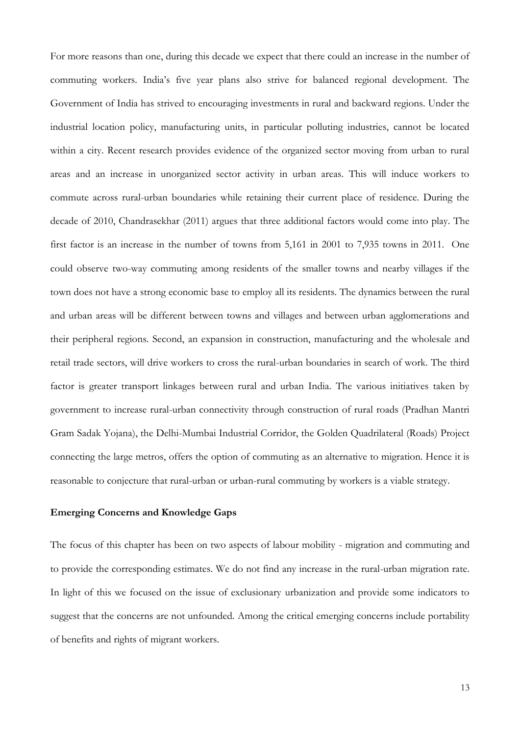For more reasons than one, during this decade we expect that there could an increase in the number of commuting workers. India's five year plans also strive for balanced regional development. The Government of India has strived to encouraging investments in rural and backward regions. Under the industrial location policy, manufacturing units, in particular polluting industries, cannot be located within a city. Recent research provides evidence of the organized sector moving from urban to rural areas and an increase in unorganized sector activity in urban areas. This will induce workers to commute across rural-urban boundaries while retaining their current place of residence. During the decade of 2010, Chandrasekhar (2011) argues that three additional factors would come into play. The first factor is an increase in the number of towns from 5,161 in 2001 to 7,935 towns in 2011. One could observe two-way commuting among residents of the smaller towns and nearby villages if the town does not have a strong economic base to employ all its residents. The dynamics between the rural and urban areas will be different between towns and villages and between urban agglomerations and their peripheral regions. Second, an expansion in construction, manufacturing and the wholesale and retail trade sectors, will drive workers to cross the rural-urban boundaries in search of work. The third factor is greater transport linkages between rural and urban India. The various initiatives taken by government to increase rural-urban connectivity through construction of rural roads (Pradhan Mantri Gram Sadak Yojana), the Delhi-Mumbai Industrial Corridor, the Golden Quadrilateral (Roads) Project connecting the large metros, offers the option of commuting as an alternative to migration. Hence it is reasonable to conjecture that rural-urban or urban-rural commuting by workers is a viable strategy.

## Emerging Concerns and Knowledge Gaps

The focus of this chapter has been on two aspects of labour mobility - migration and commuting and to provide the corresponding estimates. We do not find any increase in the rural-urban migration rate. In light of this we focused on the issue of exclusionary urbanization and provide some indicators to suggest that the concerns are not unfounded. Among the critical emerging concerns include portability of benefits and rights of migrant workers.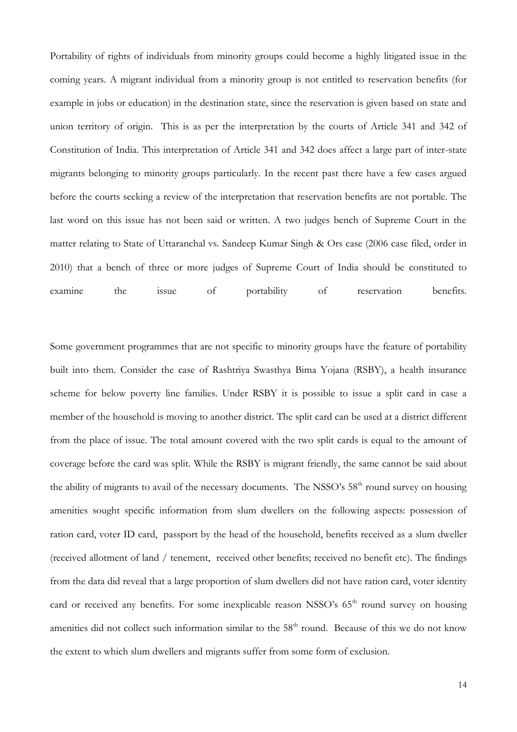Portability of rights of individuals from minority groups could become a highly litigated issue in the coming years. A migrant individual from a minority group is not entitled to reservation benefits (for example in jobs or education) in the destination state, since the reservation is given based on state and union territory of origin. This is as per the interpretation by the courts of Article 341 and 342 of Constitution of India. This interpretation of Article 341 and 342 does affect a large part of inter-state migrants belonging to minority groups particularly. In the recent past there have a few cases argued before the courts seeking a review of the interpretation that reservation benefits are not portable. The last word on this issue has not been said or written. A two judges bench of Supreme Court in the matter relating to State of Uttaranchal vs. Sandeep Kumar Singh & Ors case (2006 case filed, order in 2010) that a bench of three or more judges of Supreme Court of India should be constituted to examine the issue of portability of reservation benefits.

Some government programmes that are not specific to minority groups have the feature of portability built into them. Consider the case of Rashtriya Swasthya Bima Yojana (RSBY), a health insurance scheme for below poverty line families. Under RSBY it is possible to issue a split card in case a member of the household is moving to another district. The split card can be used at a district different from the place of issue. The total amount covered with the two split cards is equal to the amount of coverage before the card was split. While the RSBY is migrant friendly, the same cannot be said about the ability of migrants to avail of the necessary documents. The NSSO's 58th round survey on housing amenities sought specific information from slum dwellers on the following aspects: possession of ration card, voter ID card, passport by the head of the household, benefits received as a slum dweller (received allotment of land / tenement, received other benefits; received no benefit etc). The findings from the data did reveal that a large proportion of slum dwellers did not have ration card, voter identity card or received any benefits. For some inexplicable reason NSSO's 65th round survey on housing amenities did not collect such information similar to the 58th round. Because of this we do not know the extent to which slum dwellers and migrants suffer from some form of exclusion.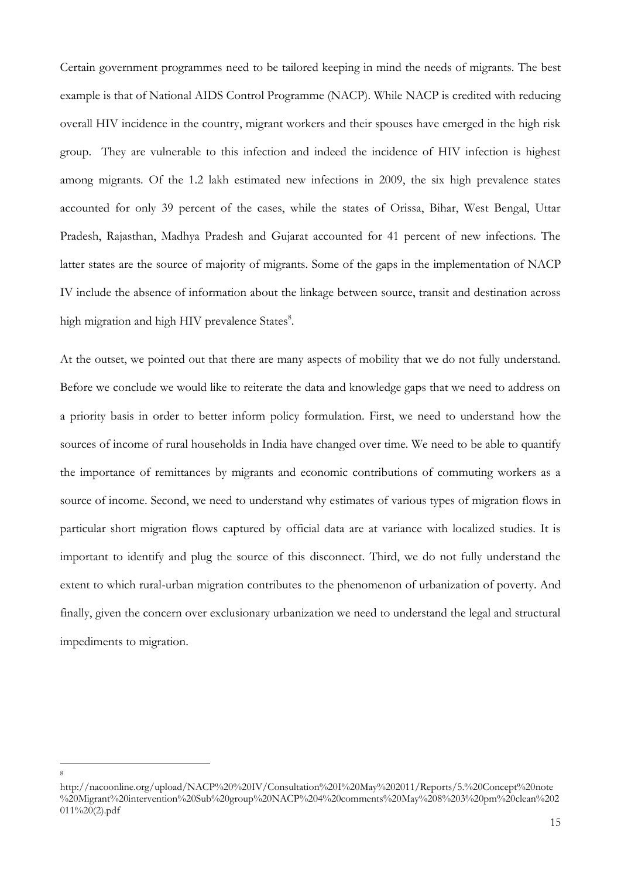Certain government programmes need to be tailored keeping in mind the needs of migrants. The best example is that of National AIDS Control Programme (NACP). While NACP is credited with reducing overall HIV incidence in the country, migrant workers and their spouses have emerged in the high risk group. They are vulnerable to this infection and indeed the incidence of HIV infection is highest among migrants. Of the 1.2 lakh estimated new infections in 2009, the six high prevalence states accounted for only 39 percent of the cases, while the states of Orissa, Bihar, West Bengal, Uttar Pradesh, Rajasthan, Madhya Pradesh and Gujarat accounted for 41 percent of new infections. The latter states are the source of majority of migrants. Some of the gaps in the implementation of NACP IV include the absence of information about the linkage between source, transit and destination across high migration and high HIV prevalence States[8].

At the outset, we pointed out that there are many aspects of mobility that we do not fully understand. Before we conclude we would like to reiterate the data and knowledge gaps that we need to address on a priority basis in order to better inform policy formulation. First, we need to understand how the sources of income of rural households in India have changed over time. We need to be able to quantify the importance of remittances by migrants and economic contributions of commuting workers as a source of income. Second, we need to understand why estimates of various types of migration flows in particular short migration flows captured by official data are at variance with localized studies. It is important to identify and plug the source of this disconnect. Third, we do not fully understand the extent to which rural-urban migration contributes to the phenomenon of urbanization of poverty. And finally, given the concern over exclusionary urbanization we need to understand the legal and structural impediments to migration.

---

[8] http://nacoonline.org/upload/NACP%20%20IV/Consultation%20I%20May%202011/Reports/5.%20Concept%20note%20Migrant%20intervention%20Sub%20group%20NACP%204%20comments%20May%208%203%20pm%20clean%202011%20(2).pdf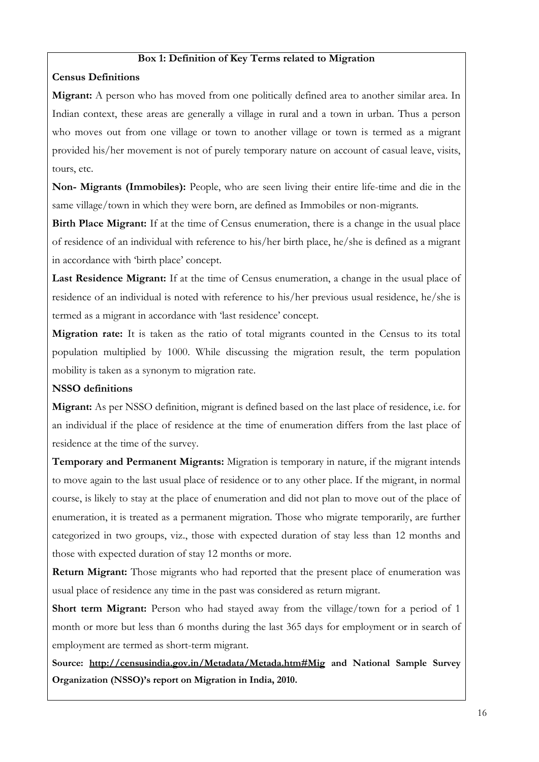### Box 1: Definition of Key Terms related to Migration

**Census Definitions**

**Migrant:** A person who has moved from one politically defined area to another similar area. In Indian context, these areas are generally a village in rural and a town in urban. Thus a person who moves out from one village or town to another village or town is termed as a migrant provided his/her movement is not of purely temporary nature on account of casual leave, visits, tours, etc.

**Non- Migrants (Immobiles):** People, who are seen living their entire life-time and die in the same village/town in which they were born, are defined as Immobiles or non-migrants.

**Birth Place Migrant:** If at the time of Census enumeration, there is a change in the usual place of residence of an individual with reference to his/her birth place, he/she is defined as a migrant in accordance with 'birth place' concept.

**Last Residence Migrant:** If at the time of Census enumeration, a change in the usual place of residence of an individual is noted with reference to his/her previous usual residence, he/she is termed as a migrant in accordance with 'last residence' concept.

**Migration rate:** It is taken as the ratio of total migrants counted in the Census to its total population multiplied by 1000. While discussing the migration result, the term population mobility is taken as a synonym to migration rate.

**NSSO definitions**

**Migrant:** As per NSSO definition, migrant is defined based on the last place of residence, i.e. for an individual if the place of residence at the time of enumeration differs from the last place of residence at the time of the survey.

**Temporary and Permanent Migrants:** Migration is temporary in nature, if the migrant intends to move again to the last usual place of residence or to any other place. If the migrant, in normal course, is likely to stay at the place of enumeration and did not plan to move out of the place of enumeration, it is treated as a permanent migration. Those who migrate temporarily, are further categorized in two groups, viz., those with expected duration of stay less than 12 months and those with expected duration of stay 12 months or more.

**Return Migrant:** Those migrants who had reported that the present place of enumeration was usual place of residence any time in the past was considered as return migrant.

**Short term Migrant:** Person who had stayed away from the village/town for a period of 1 month or more but less than 6 months during the last 365 days for employment or in search of employment are termed as short-term migrant.

**Source: http://censusindia.gov.in/Metadata/Metada.htm#Mig and National Sample Survey Organization (NSSO)'s report on Migration in India, 2010.**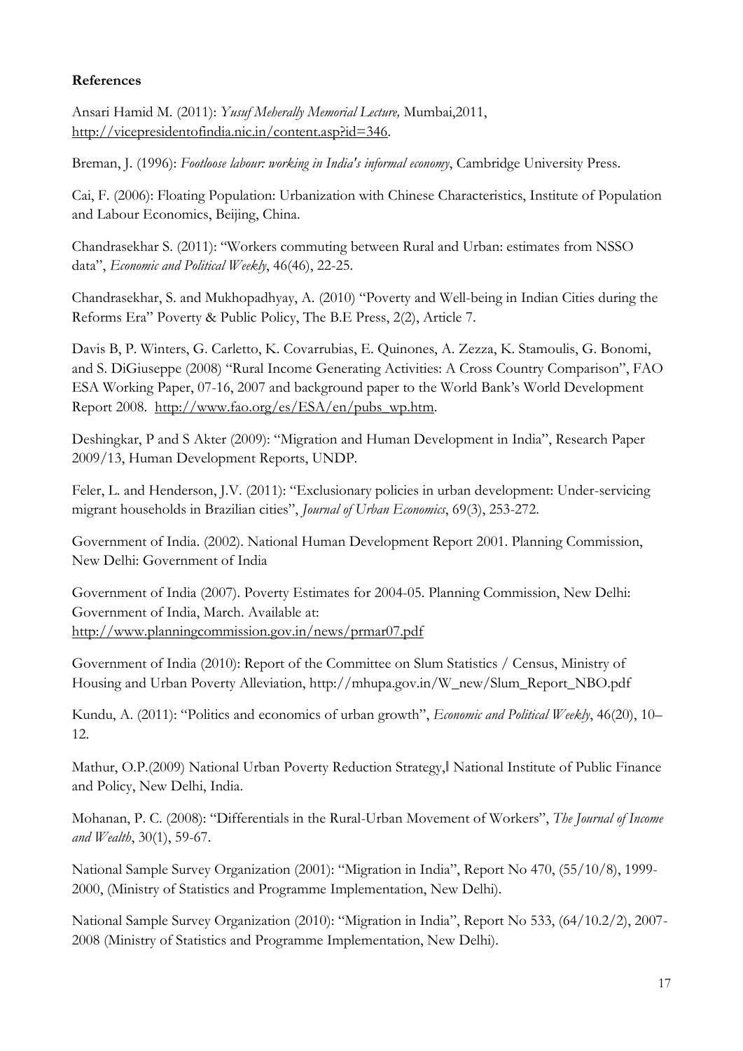**References**

Ansari Hamid M. (2011): *Yusuf Meherally Memorial Lecture,* Mumbai,2011, http://vicepresidentofindia.nic.in/content.asp?id=346.

Breman, J. (1996): *Footloose labour: working in India's informal economy*, Cambridge University Press.

Cai, F. (2006): Floating Population: Urbanization with Chinese Characteristics, Institute of Population and Labour Economics, Beijing, China.

Chandrasekhar S. (2011): "Workers commuting between Rural and Urban: estimates from NSSO data", *Economic and Political Weekly*, 46(46), 22-25.

Chandrasekhar, S. and Mukhopadhyay, A. (2010) "Poverty and Well-being in Indian Cities during the Reforms Era" Poverty & Public Policy, The B.E Press, 2(2), Article 7.

Davis B, P. Winters, G. Carletto, K. Covarrubias, E. Quinones, A. Zezza, K. Stamoulis, G. Bonomi, and S. DiGiuseppe (2008) "Rural Income Generating Activities: A Cross Country Comparison", FAO ESA Working Paper, 07-16, 2007 and background paper to the World Bank's World Development Report 2008. http://www.fao.org/es/ESA/en/pubs_wp.htm.

Deshingkar, P and S Akter (2009): "Migration and Human Development in India", Research Paper 2009/13, Human Development Reports, UNDP.

Feler, L. and Henderson, J.V. (2011): "Exclusionary policies in urban development: Under-servicing migrant households in Brazilian cities", *Journal of Urban Economics*, 69(3), 253-272.

Government of India. (2002). National Human Development Report 2001. Planning Commission, New Delhi: Government of India

Government of India (2007). Poverty Estimates for 2004-05. Planning Commission, New Delhi: Government of India, March. Available at: http://www.planningcommission.gov.in/news/prmar07.pdf

Government of India (2010): Report of the Committee on Slum Statistics / Census, Ministry of Housing and Urban Poverty Alleviation, http://mhupa.gov.in/W_new/Slum_Report_NBO.pdf

Kundu, A. (2011): "Politics and economics of urban growth", *Economic and Political Weekly*, 46(20), 10–12.

Mathur, O.P.(2009) National Urban Poverty Reduction Strategy,‖ National Institute of Public Finance and Policy, New Delhi, India.

Mohanan, P. C. (2008): "Differentials in the Rural-Urban Movement of Workers", *The Journal of Income and Wealth*, 30(1), 59-67.

National Sample Survey Organization (2001): "Migration in India", Report No 470, (55/10/8), 1999-2000, (Ministry of Statistics and Programme Implementation, New Delhi).

National Sample Survey Organization (2010): "Migration in India", Report No 533, (64/10.2/2), 2007-2008 (Ministry of Statistics and Programme Implementation, New Delhi).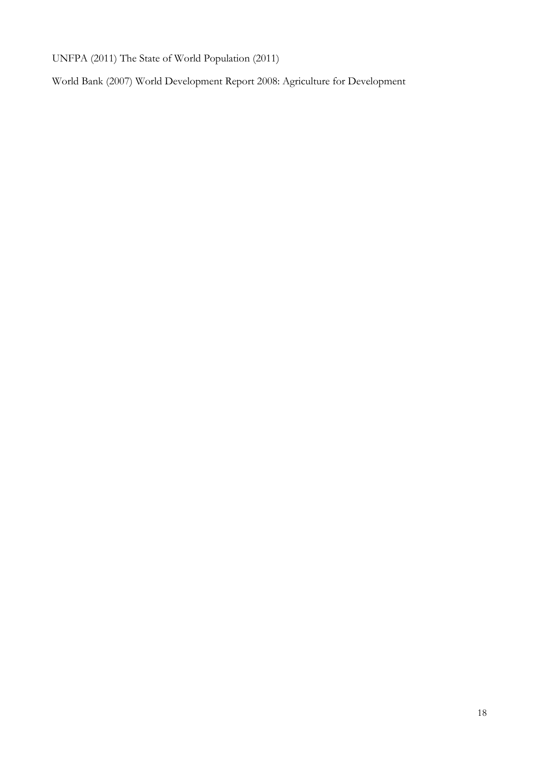UNFPA (2011) The State of World Population (2011)

World Bank (2007) World Development Report 2008: Agriculture for Development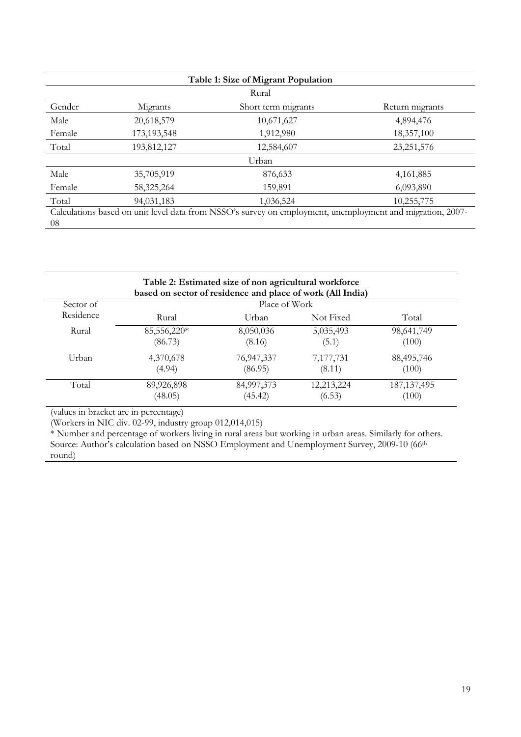**Table 1: Size of Migrant Population**

| Gender | Migrants | Short term migrants | Return migrants |
|---|---|---|---|
| **Rural** | | | |
| Male | 20,618,579 | 10,671,627 | 4,894,476 |
| Female | 173,193,548 | 1,912,980 | 18,357,100 |
| Total | 193,812,127 | 12,584,607 | 23,251,576 |
| **Urban** | | | |
| Male | 35,705,919 | 876,633 | 4,161,885 |
| Female | 58,325,264 | 159,891 | 6,093,890 |
| Total | 94,031,183 | 1,036,524 | 10,255,775 |

Calculations based on unit level data from NSSO's survey on employment, unemployment and migration, 2007-08

**Table 2: Estimated size of non agricultural workforce based on sector of residence and place of work (All India)**

| Sector of Residence | Place of Work | | | |
|---|---|---|---|---|
| | Rural | Urban | Not Fixed | Total |
| Rural | 85,556,220* (86.73) | 8,050,036 (8.16) | 5,035,493 (5.1) | 98,641,749 (100) |
| Urban | 4,370,678 (4.94) | 76,947,337 (86.95) | 7,177,731 (8.11) | 88,495,746 (100) |
| Total | 89,926,898 (48.05) | 84,997,373 (45.42) | 12,213,224 (6.53) | 187,137,495 (100) |

(values in bracket are in percentage)
(Workers in NIC div. 02-99, industry group 012,014,015)
* Number and percentage of workers living in rural areas but working in urban areas. Similarly for others.
Source: Author's calculation based on NSSO Employment and Unemployment Survey, 2009-10 (66th round)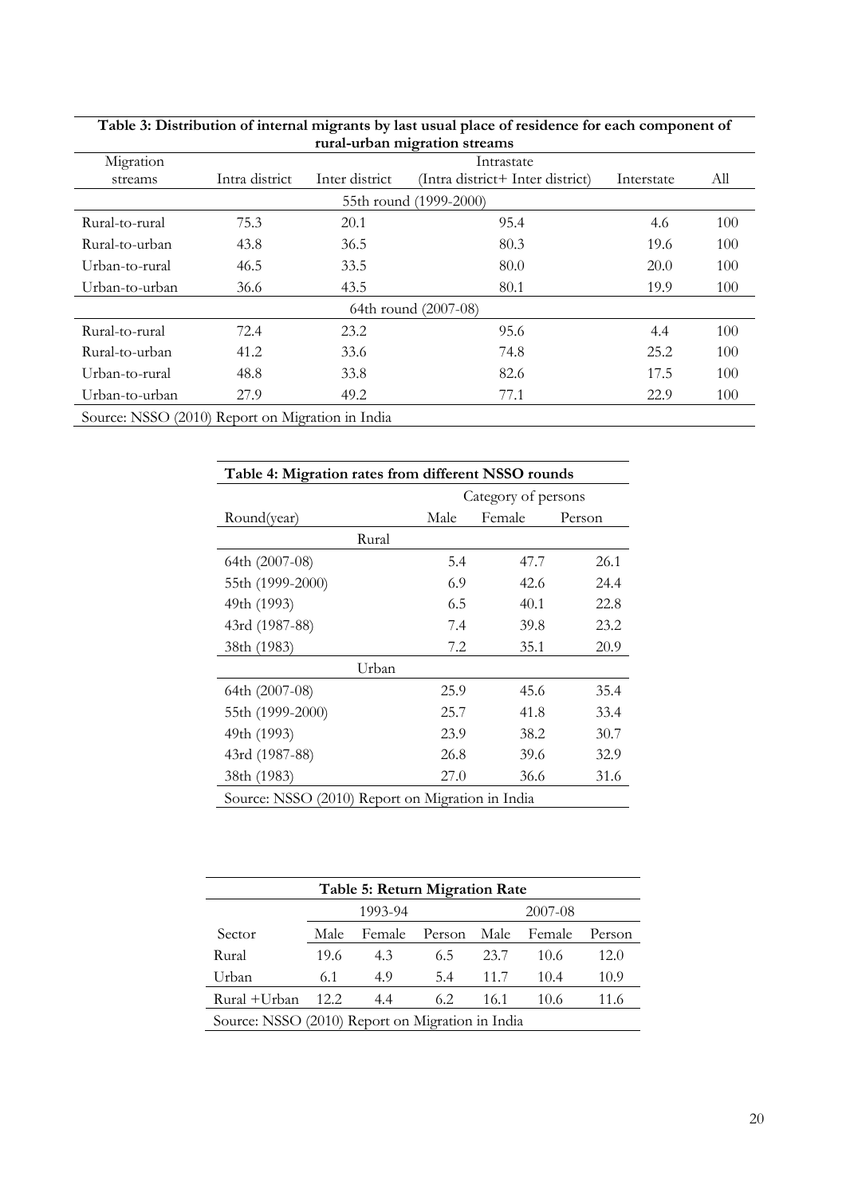**Table 3: Distribution of internal migrants by last usual place of residence for each component of rural-urban migration streams**

| Migration streams | Intra district | Inter district | Intrastate (Intra district+ Inter district) | Interstate | All |
|---|---|---|---|---|---|
| | | | 55th round (1999-2000) | | |
| Rural-to-rural | 75.3 | 20.1 | 95.4 | 4.6 | 100 |
| Rural-to-urban | 43.8 | 36.5 | 80.3 | 19.6 | 100 |
| Urban-to-rural | 46.5 | 33.5 | 80.0 | 20.0 | 100 |
| Urban-to-urban | 36.6 | 43.5 | 80.1 | 19.9 | 100 |
| | | | 64th round (2007-08) | | |
| Rural-to-rural | 72.4 | 23.2 | 95.6 | 4.4 | 100 |
| Rural-to-urban | 41.2 | 33.6 | 74.8 | 25.2 | 100 |
| Urban-to-rural | 48.8 | 33.8 | 82.6 | 17.5 | 100 |
| Urban-to-urban | 27.9 | 49.2 | 77.1 | 22.9 | 100 |

Source: NSSO (2010) Report on Migration in India

**Table 4: Migration rates from different NSSO rounds**

| | Category of persons | | |
|---|---|---|---|
| Round(year) | Male | Female | Person |
| Rural | | | |
| 64th (2007-08) | 5.4 | 47.7 | 26.1 |
| 55th (1999-2000) | 6.9 | 42.6 | 24.4 |
| 49th (1993) | 6.5 | 40.1 | 22.8 |
| 43rd (1987-88) | 7.4 | 39.8 | 23.2 |
| 38th (1983) | 7.2 | 35.1 | 20.9 |
| Urban | | | |
| 64th (2007-08) | 25.9 | 45.6 | 35.4 |
| 55th (1999-2000) | 25.7 | 41.8 | 33.4 |
| 49th (1993) | 23.9 | 38.2 | 30.7 |
| 43rd (1987-88) | 26.8 | 39.6 | 32.9 |
| 38th (1983) | 27.0 | 36.6 | 31.6 |

Source: NSSO (2010) Report on Migration in India

**Table 5: Return Migration Rate**

| | 1993-94 | | | 2007-08 | | |
|---|---|---|---|---|---|---|
| Sector | Male | Female | Person | Male | Female | Person |
| Rural | 19.6 | 4.3 | 6.5 | 23.7 | 10.6 | 12.0 |
| Urban | 6.1 | 4.9 | 5.4 | 11.7 | 10.4 | 10.9 |
| Rural +Urban | 12.2 | 4.4 | 6.2 | 16.1 | 10.6 | 11.6 |

Source: NSSO (2010) Report on Migration in India